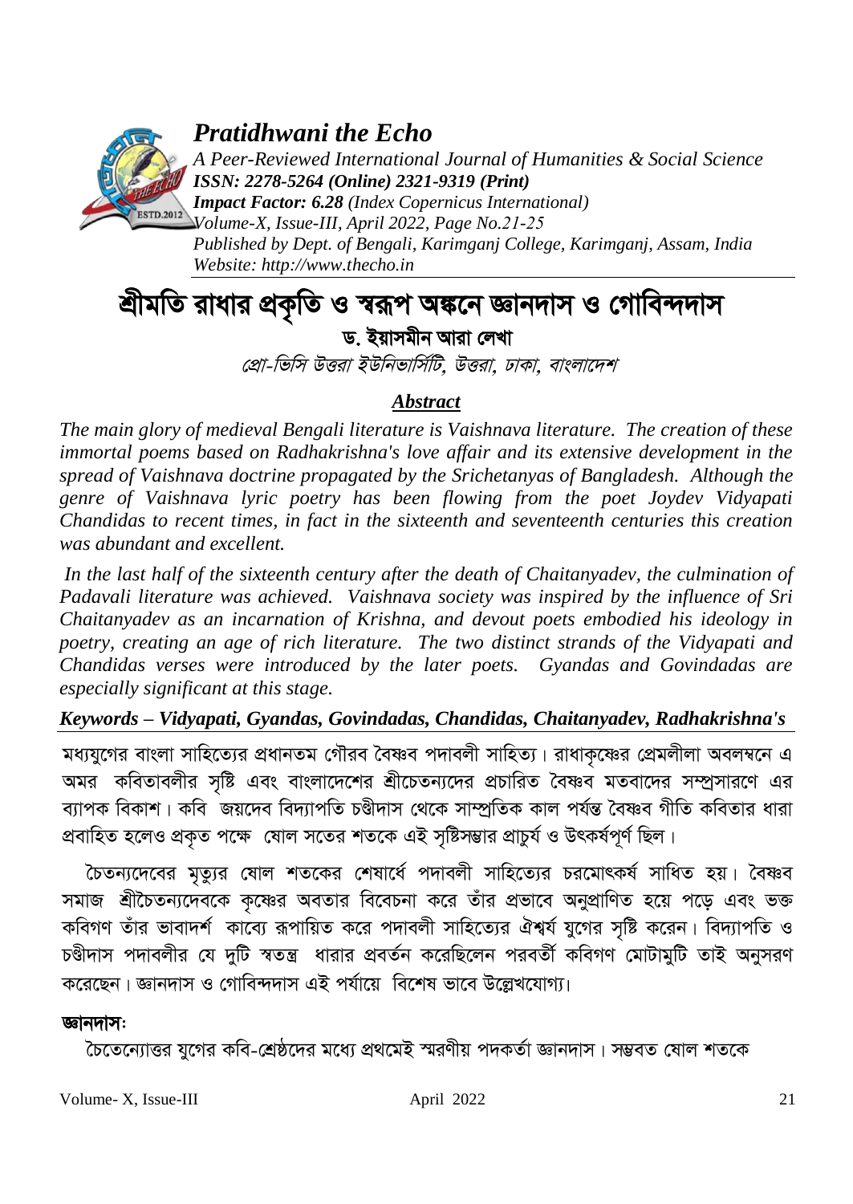# শ্রীমতি রাধার প্রকৃতি ও স্বরূপ অঙ্কনে জ্ঞানদাস ও গোবিন্দদাস

**ড. ইয়াসমীন আরা লেখা**

*প্রো-ভিসি উত্তরা ইউনিভার্সিটি, উত্তরা, ঢাকা, বাংলাদেশ*

## *Abstract*

*The main glory of medieval Bengali literature is Vaishnava literature. The creation of these immortal poems based on Radhakrishna's love affair and its extensive development in the spread of Vaishnava doctrine propagated by the Srichetanyas of Bangladesh. Although the genre of Vaishnava lyric poetry has been flowing from the poet Joydev Vidyapati Chandidas to recent times, in fact in the sixteenth and seventeenth centuries this creation was abundant and excellent.*

*In the last half of the sixteenth century after the death of Chaitanyadev, the culmination of Padavali literature was achieved. Vaishnava society was inspired by the influence of Sri Chaitanyadev as an incarnation of Krishna, and devout poets embodied his ideology in poetry, creating an age of rich literature. The two distinct strands of the Vidyapati and Chandidas verses were introduced by the later poets. Gyandas and Govindadas are especially significant at this stage.*

***Keywords – Vidyapati, Gyandas, Govindadas, Chandidas, Chaitanyadev, Radhakrishna's***

মধ্যযুগের বাংলা সাহিত্যের প্রধানতম গৌরব বৈষ্ণব পদাবলী সাহিত্য। রাধাকৃষ্ণের প্রেমলীলা অবলম্বনে এ অমর কবিতাবলীর সৃষ্টি এবং বাংলাদেশের শ্রীচেতন্যদের প্রচারিত বৈষ্ণব মতবাদের সম্প্রসারণে এর ব্যাপক বিকাশ। কবি জয়দেব বিদ্যাপতি চণ্ডীদাস থেকে সাম্প্রতিক কাল পর্যন্ত বৈষ্ণব গীতি কবিতার ধারা প্রবাহিত হলেও প্রকৃত পক্ষে ষোল সতের শতকে এই সৃষ্টিসম্ভার প্রাচুর্য ও উৎকর্ষপূর্ণ ছিল।

চৈতন্যদেবের মৃত্যুর ষোল শতকের শেষার্ধে পদাবলী সাহিত্যের চরমোৎকর্ষ সাধিত হয়। বৈষ্ণব সমাজ শ্রীচৈতন্যদেবকে কৃষ্ণের অবতার বিবেচনা করে তাঁর প্রভাবে অনুপ্রাণিত হয়ে পড়ে এবং ভক্ত কবিগণ তাঁর ভাবাদর্শ কাব্যে রূপায়িত করে পদাবলী সাহিত্যের ঐশ্বর্য যুগের সৃষ্টি করেন। বিদ্যাপতি ও চণ্ডীদাস পদাবলীর যে দুটি স্বতন্ত্র ধারার প্রবর্তন করেছিলেন পরবর্তী কবিগণ মোটামুটি তাই অনুসরণ করেছেন। জ্ঞানদাস ও গোবিন্দদাস এই পর্যায়ে বিশেষ ভাবে উল্লেখযোগ্য।

**জ্ঞানদাসঃ**

চৈতেন্যোত্তর যুগের কবি-শ্রেষ্ঠদের মধ্যে প্রথমেই স্মরণীয় পদকর্তা জ্ঞানদাস। সম্ভবত ষোল শতকে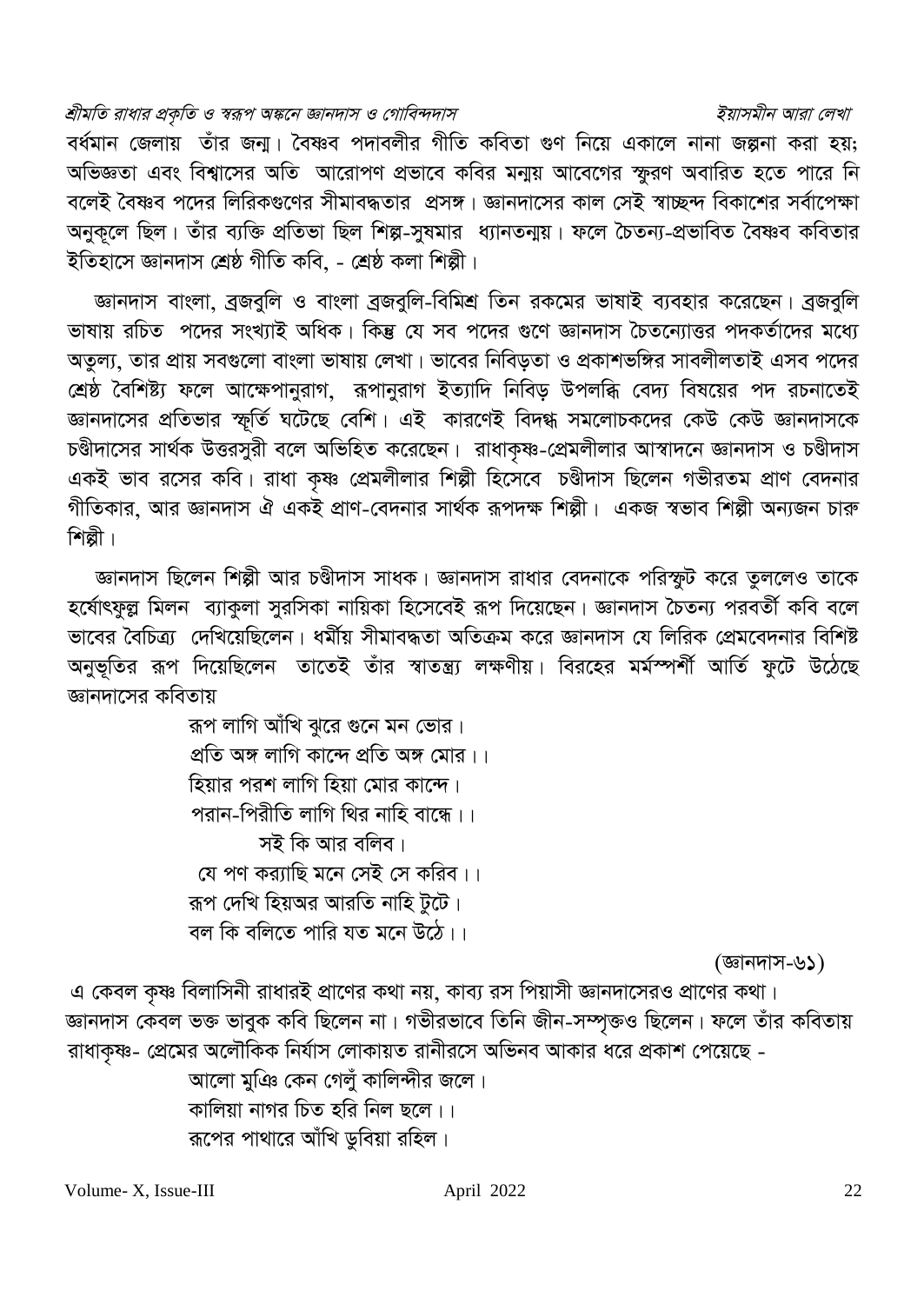বর্ধমান জেলায় তাঁর জন্ম। বৈষ্ণব পদাবলীর গীতি কবিতা গুণ নিয়ে একালে নানা জল্পনা করা হয়; অভিজ্ঞতা এবং বিশ্বাসের অতি আরোপণ প্রভাবে কবির মন্ময় আবেগের স্ফুরণ অবারিত হতে পারে নি বলেই বৈষ্ণব পদের লিরিকগুণের সীমাবদ্ধতার প্রসঙ্গ। জ্ঞানদাসের কাল সেই স্বাচ্ছন্দ বিকাশের সর্বাপেক্ষা অনুকূলে ছিল। তাঁর ব্যক্তি প্রতিভা ছিল শিল্প-সুষমার ধ্যানতন্ময়। ফলে চৈতন্য-প্রভাবিত বৈষ্ণব কবিতার ইতিহাসে জ্ঞানদাস শ্রেষ্ঠ গীতি কবি, - শ্রেষ্ঠ কলা শিল্পী।

জ্ঞানদাস বাংলা, ব্রজবুলি ও বাংলা ব্রজবুলি-বিমিশ্র তিন রকমের ভাষাই ব্যবহার করেছেন। ব্রজবুলি ভাষায় রচিত পদের সংখ্যাই অধিক। কিন্তু যে সব পদের গুণে জ্ঞানদাস চৈতন্যোত্তর পদকর্তাদের মধ্যে অতুল্য, তার প্রায় সবগুলো বাংলা ভাষায় লেখা। ভাবের নিবিড়তা ও প্রকাশভঙ্গির সাবলীলতাই এসব পদের শ্রেষ্ঠ বৈশিষ্ট্য ফলে আক্ষেপানুরাগ, রূপানুরাগ ইত্যাদি নিবিড় উপলব্ধি বেদ্য বিষয়ের পদ রচনাতেই জ্ঞানদাসের প্রতিভার স্ফূর্তি ঘটেছে বেশি। এই কারণেই বিদগ্ধ সমলোচকদের কেউ কেউ জ্ঞানদাসকে চণ্ডীদাসের সার্থক উত্তরসুরী বলে অভিহিত করেছেন। রাধাকৃষ্ণ-প্রেমলীলার আস্বাদনে জ্ঞানদাস ও চণ্ডীদাস একই ভাব রসের কবি। রাধা কৃষ্ণ প্রেমলীলার শিল্পী হিসেবে চণ্ডীদাস ছিলেন গভীরতম প্রাণ বেদনার গীতিকার, আর জ্ঞানদাস ঐ একই প্রাণ-বেদনার সার্থক রূপদক্ষ শিল্পী। একজ স্বভাব শিল্পী অন্যজন চারু শিল্পী।

জ্ঞানদাস ছিলেন শিল্পী আর চণ্ডীদাস সাধক। জ্ঞানদাস রাধার বেদনাকে পরিস্ফুট করে তুললেও তাকে হর্ষোৎফুল্ল মিলন ব্যাকুলা সুরসিকা নায়িকা হিসেবেই রূপ দিয়েছেন। জ্ঞানদাস চৈতন্য পরবর্তী কবি বলে ভাবের বৈচিত্র্য দেখিয়েছিলেন। ধর্মীয় সীমাবদ্ধতা অতিক্রম করে জ্ঞানদাস যে লিরিক প্রেমবেদনার বিশিষ্ট অনুভূতির রূপ দিয়েছিলেন তাতেই তাঁর স্বাতন্ত্র্য লক্ষণীয়। বিরহের মর্মস্পর্শী আর্তি ফুটে উঠেছে জ্ঞানদাসের কবিতায়

> রূপ লাগি আঁখি ঝুরে গুনে মন ভোর।
> প্রতি অঙ্গ লাগি কান্দে প্রতি অঙ্গ মোর।।
> হিয়ার পরশ লাগি হিয়া মোর কান্দে।
> পরান-পিরীতি লাগি থির নাহি বান্ধে।।
> সই কি আর বলিব।
> যে পণ কর‍্যাছি মনে সেই সে করিব।।
> রূপ দেখি হিয়অর আরতি নাহি টুটে।
> বল কি বলিতে পারি যত মনে উঠে।।

(জ্ঞানদাস-৬১)

এ কেবল কৃষ্ণ বিলাসিনী রাধারই প্রাণের কথা নয়, কাব্য রস পিয়াসী জ্ঞানদাসেরও প্রাণের কথা। জ্ঞানদাস কেবল ভক্ত ভাবুক কবি ছিলেন না। গভীরভাবে তিনি জীন-সম্পৃক্তও ছিলেন। ফলে তাঁর কবিতায় রাধাকৃষ্ণ- প্রেমের অলৌকিক নির্যাস লোকায়ত রানীরসে অভিনব আকার ধরে প্রকাশ পেয়েছে -

> আলো মুঞি কেন গেলুঁ কালিন্দীর জলে।
> কালিয়া নাগর চিত হরি নিল ছলে।।
> রূপের পাথারে আঁখি ডুবিয়া রহিল।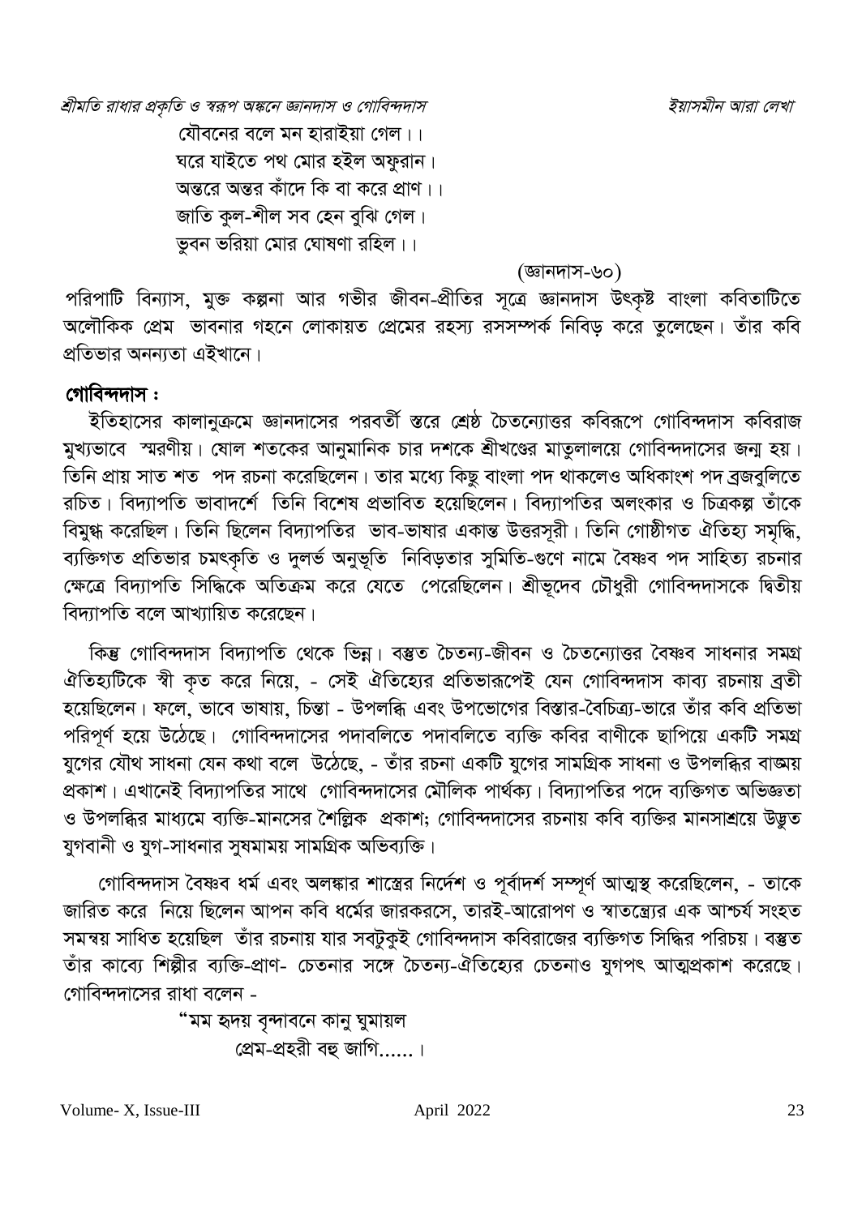যৌবনের বলে মন হারাইয়া গেল।।
ঘরে যাইতে পথ মোর হইল অফুরান।
অন্তরে অন্তর কাঁদে কি বা করে প্রাণ।।
জাতি কুল-শীল সব হেন বুঝি গেল।
ভুবন ভরিয়া মোর ঘোষণা রহিল।।

(জ্ঞানদাস-৬০)

পরিপাটি বিন্যাস, মুক্ত কল্পনা আর গভীর জীবন-প্রীতির সূত্রে জ্ঞানদাস উৎকৃষ্ট বাংলা কবিতাটিতে অলৌকিক প্রেম ভাবনার গহনে লোকায়ত প্রেমের রহস্য রসসম্পর্ক নিবিড় করে তুলেছেন। তাঁর কবি প্রতিভার অনন্যতা এইখানে।

**গোবিন্দদাস :**

ইতিহাসের কালানুক্রমে জ্ঞানদাসের পরবর্তী স্তরে শ্রেষ্ঠ চৈতন্যোত্তর কবিরূপে গোবিন্দদাস কবিরাজ মুখ্যভাবে স্মরণীয়। ষোল শতকের আনুমানিক চার দশকে শ্রীখণ্ডের মাতুলালয়ে গোবিন্দদাসের জন্ম হয়। তিনি প্রায় সাত শত পদ রচনা করেছিলেন। তার মধ্যে কিছু বাংলা পদ থাকলেও অধিকাংশ পদ ব্রজবুলিতে রচিত। বিদ্যাপতি ভাবাদর্শে তিনি বিশেষ প্রভাবিত হয়েছিলেন। বিদ্যাপতির অলংকার ও চিত্রকল্প তাঁকে বিমুগ্ধ করেছিল। তিনি ছিলেন বিদ্যাপতির ভাব-ভাষার একান্ত উত্তরসূরী। তিনি গোষ্ঠীগত ঐতিহ্য সমৃদ্ধি, ব্যক্তিগত প্রতিভার চমৎকৃতি ও দুলর্ভ অনুভূতি নিবিড়তার সুমিতি-গুণে নামে বৈষ্ণব পদ সাহিত্য রচনার ক্ষেত্রে বিদ্যাপতি সিদ্ধিকে অতিক্রম করে যেতে পেরেছিলেন। শ্রীভূদেব চৌধুরী গোবিন্দদাসকে দ্বিতীয় বিদ্যাপতি বলে আখ্যায়িত করেছেন।

কিন্তু গোবিন্দদাস বিদ্যাপতি থেকে ভিন্ন। বস্তুত চৈতন্য-জীবন ও চৈতন্যোত্তর বৈষ্ণব সাধনার সমগ্র ঐতিহ্যটিকে স্বী কৃত করে নিয়ে, - সেই ঐতিহ্যের প্রতিভারূপেই যেন গোবিন্দদাস কাব্য রচনায় ব্রতী হয়েছিলেন। ফলে, ভাবে ভাষায়, চিন্তা - উপলব্ধি এবং উপভোগের বিস্তার-বৈচিত্র্য-ভারে তাঁর কবি প্রতিভা পরিপূর্ণ হয়ে উঠেছে। গোবিন্দদাসের পদাবলিতে পদাবলিতে ব্যক্তি কবির বাণীকে ছাপিয়ে একটি সমগ্র যুগের যৌথ সাধনা যেন কথা বলে উঠেছে, - তাঁর রচনা একটি যুগের সামগ্রিক সাধনা ও উপলব্ধির বাঙ্ময় প্রকাশ। এখানেই বিদ্যাপতির সাথে গোবিন্দদাসের মৌলিক পার্থক্য। বিদ্যাপতির পদে ব্যক্তিগত অভিজ্ঞতা ও উপলব্ধির মাধ্যমে ব্যক্তি-মানসের শৈল্পিক প্রকাশ; গোবিন্দদাসের রচনায় কবি ব্যক্তির মানসাশ্রয়ে উদ্ভুত যুগবানী ও যুগ-সাধনার সুষমাময় সামগ্রিক অভিব্যক্তি।

গোবিন্দদাস বৈষ্ণব ধর্ম এবং অলঙ্কার শাস্ত্রের নির্দেশ ও পূর্বাদর্শ সম্পূর্ণ আত্মস্থ করেছিলেন, - তাকে জারিত করে নিয়ে ছিলেন আপন কবি ধর্মের জারকরসে, তারই-আরোপণ ও স্বাতন্ত্র্যের এক আশ্চর্য সংহত সমন্বয় সাধিত হয়েছিল তাঁর রচনায় যার সবটুকুই গোবিন্দদাস কবিরাজের ব্যক্তিগত সিদ্ধির পরিচয়। বস্তুত তাঁর কাব্যে শিল্পীর ব্যক্তি-প্রাণ- চেতনার সঙ্গে চৈতন্য-ঐতিহ্যের চেতনাও যুগপৎ আত্মপ্রকাশ করেছে। গোবিন্দদাসের রাধা বলেন -

"মম হৃদয় বৃন্দাবনে কানু ঘুমায়ল
প্রেম-প্রহরী বহু জাগি...... ।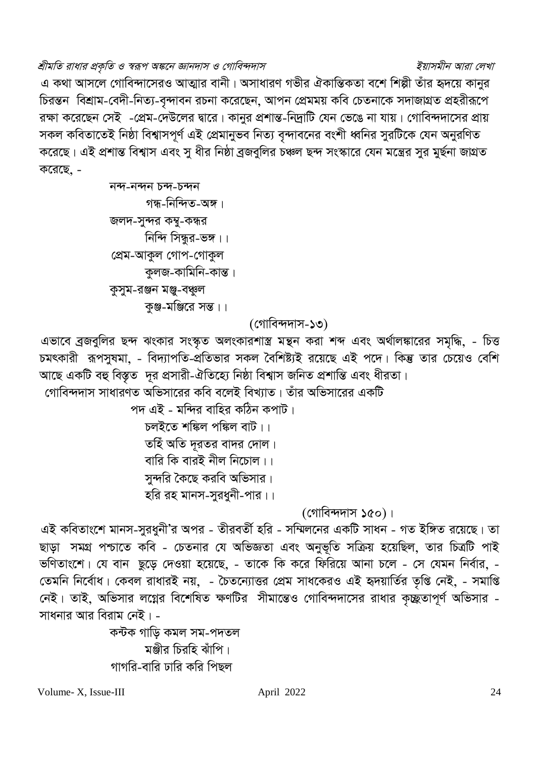এ কথা আসলে গোবিন্দাসেরও আত্মার বানী। অসাধারণ গভীর ঐকান্তিকতা বশে শিল্পী তাঁর হৃদয়ে কানুর চিরন্তন বিশ্রাম-বেদী-নিত্য-বৃন্দাবন রচনা করেছেন, আপন প্রেমময় কবি চেতনাকে সদাজাগ্রত প্রহরীরূপে রক্ষা করেছেন সেই -প্রেম-দেউলের দ্বারে। কানুর প্রশান্ত-নিদ্রাটি যেন ভেঙে না যায়। গোবিন্দদাসের প্রায় সকল কবিতাতেই নিষ্ঠা বিশ্বাসপূর্ণ এই প্রেমানুভব নিত্য বৃন্দাবনের বংশী ধ্বনির সুরটিকে যেন অনুরণিত করেছে। এই প্রশান্ত বিশ্বাস এবং সু ধীর নিষ্ঠা ব্রজবুলির চঞ্চল ছন্দ সংস্কারে যেন মন্ত্রের সুর মুর্ছনা জাগ্রত করেছে, -

নন্দ-নন্দন চন্দ-চন্দন  
    গন্ধ-নিন্দিত-অঙ্গ।  
জলদ-সুন্দর কম্বু-কন্ধর  
    নিন্দি সিন্ধুর-ভঙ্গ।।  
প্রেম-আকুল গোপ-গোকুল  
    কুলজ-কামিনি-কান্ত।  
কুসুম-রঞ্জন মঞ্জু-বঞ্জুল  
    কুঞ্জ-মঞ্জিরে সন্ত।।

(গোবিন্দদাস-১৩)

এভাবে ব্রজবুলির ছন্দ ঝংকার সংস্কৃত অলংকারশাস্ত্র মন্থন করা শব্দ এবং অর্থালঙ্কারের সমৃদ্ধি, - চিত্ত চমৎকারী রূপসুষমা, - বিদ্যাপতি-প্রতিভার সকল বৈশিষ্ট্যই রয়েছে এই পদে। কিন্তু তার চেয়েও বেশি আছে একটি বহু বিস্তৃত দূর প্রসারী-ঐতিহ্যে নিষ্ঠা বিশ্বাস জনিত প্রশান্তি এবং ধীরতা।

গোবিন্দদাস সাধারণত অভিসারের কবি বলেই বিখ্যাত। তাঁর অভিসারের একটি পদ এই - মন্দির বাহির কঠিন কপাট।  
চলইতে শঙ্কিল পঙ্কিল বাট।।  
তহিঁ অতি দূরতর বাদর দোল।  
বারি কি বারই নীল নিচোল।।  
সুন্দরি কৈছে করবি অভিসার।  
হরি রহ মানস-সুরধুনী-পার।।

(গোবিন্দদাস ১৫০)।

এই কবিতাংশে মানস-সুরধুনী'র অপর - তীরবর্তী হরি - সম্মিলনের একটি সাধন - গত ইঙ্গিত রয়েছে। তা ছাড়া সমগ্র পশ্চাতে কবি - চেতনার যে অভিজ্ঞতা এবং অনুভূতি সক্রিয় হয়েছিল, তার চিত্রটি পাই ভণিতাংশে। যে বান ছুড়ে দেওয়া হয়েছে, - তাকে কি করে ফিরিয়ে আনা চলে - সে যেমন নির্বার, - তেমনি নির্বোধ। কেবল রাধারই নয়, - চৈতন্যোত্তর প্রেম সাধকেরও এই হৃদয়ার্তির তৃপ্তি নেই, - সমাপ্তি নেই। তাই, অভিসার লগ্নের বিশেষিত ক্ষণটির সীমান্তেও গোবিন্দদাসের রাধার কৃচ্ছ্রতাপূর্ণ অভিসার - সাধনার আর বিরাম নেই। -

কন্টক গাড়ি কমল সম-পদতল  
    মঞ্জীর চিরহি ঝাঁপি।  
গাগরি-বারি ঢারি করি পিছল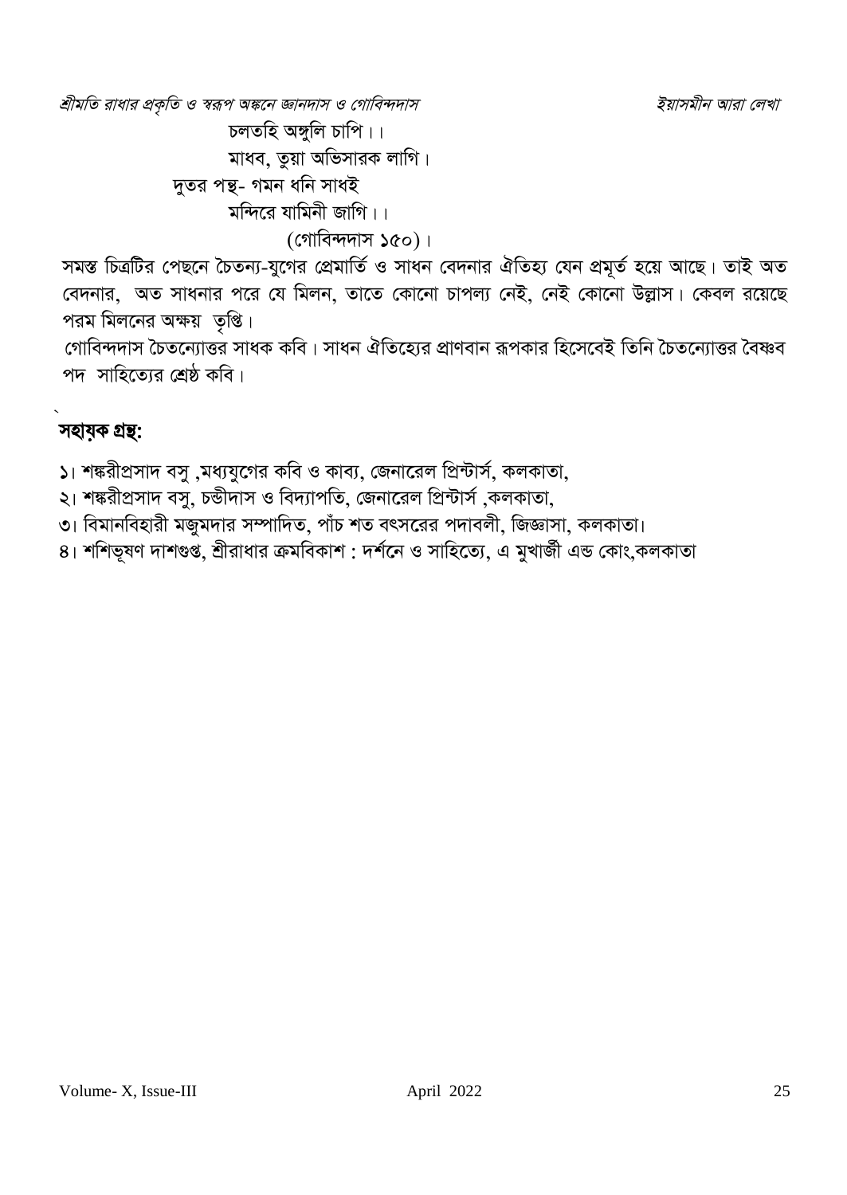চলতহি অঙ্গুলি চাপি।।
মাধব, তুয়া অভিসারক লাগি।
দুতর পন্থ- গমন ধনি সাধই
মন্দিরে যামিনী জাগি।।
(গোবিন্দদাস ১৫০)।

সমস্ত চিত্রটির পেছনে চৈতন্য-যুগের প্রেমার্তি ও সাধন বেদনার ঐতিহ্য যেন প্রমূর্ত হয়ে আছে। তাই অত বেদনার, অত সাধনার পরে যে মিলন, তাতে কোনো চাপল্য নেই, নেই কোনো উল্লাস। কেবল রয়েছে পরম মিলনের অক্ষয় তৃপ্তি।

গোবিন্দদাস চৈতন্যোত্তর সাধক কবি। সাধন ঐতিহ্যের প্রাণবান রূপকার হিসেবেই তিনি চৈতন্যোত্তর বৈষ্ণব পদ সাহিত্যের শ্রেষ্ঠ কবি।

## সহায়ক গ্রন্থ:

১। শঙ্করীপ্রসাদ বসু ,মধ্যযুগের কবি ও কাব্য, জেনারেল প্রিন্টার্স, কলকাতা,
২। শঙ্করীপ্রসাদ বসু, চন্ডীদাস ও বিদ্যাপতি, জেনারেল প্রিন্টার্স ,কলকাতা,
৩। বিমানবিহারী মজুমদার সম্পাদিত, পাঁচ শত বৎসরের পদাবলী, জিজ্ঞাসা, কলকাতা।
৪। শশিভূষণ দাশগুপ্ত, শ্রীরাধার ক্রমবিকাশ : দর্শনে ও সাহিত্যে, এ মুখার্জী এন্ড কোং,কলকাতা